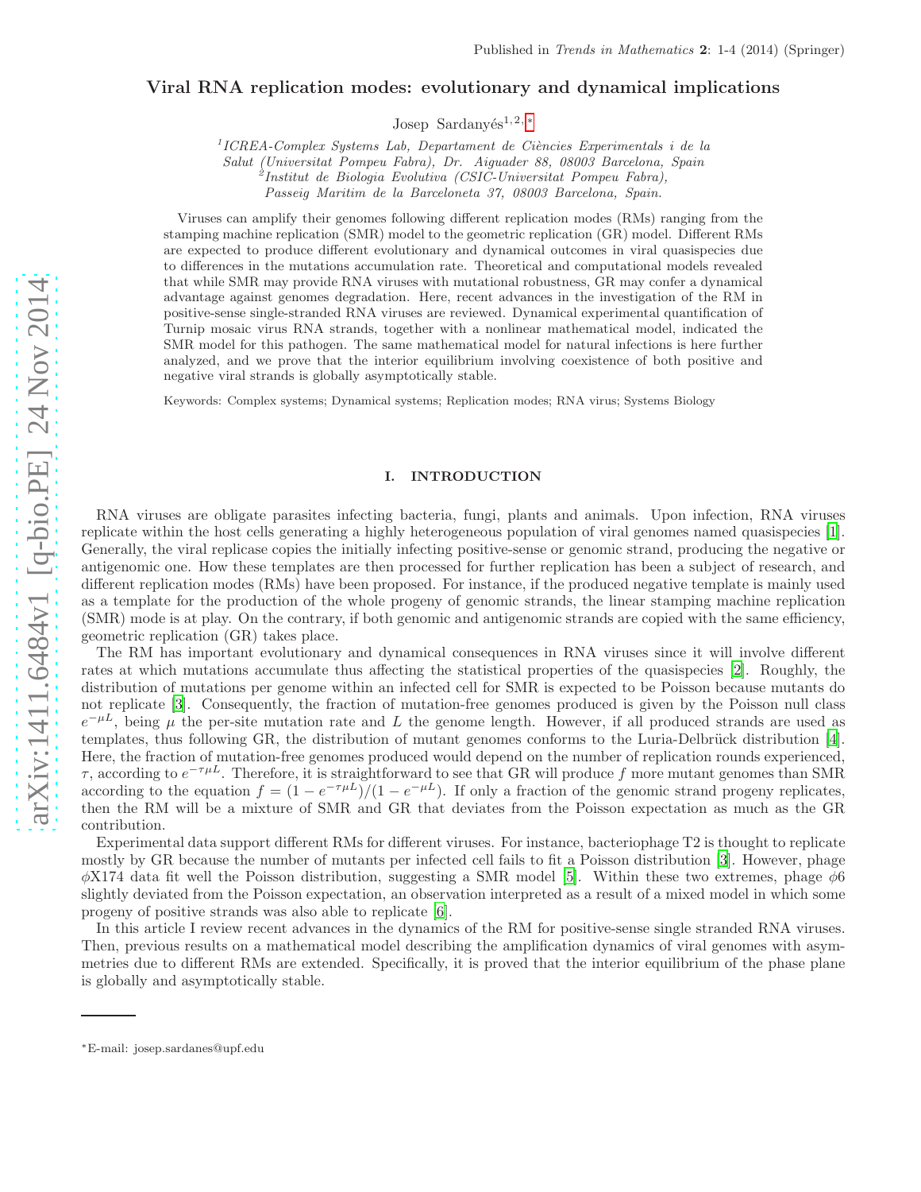# Viral RNA replication modes: evolutionary and dynamical implications

Josep Sardanyés[1,2,*]

[1]*ICREA-Complex Systems Lab, Departament de Ciències Experimentals i de la Salut (Universitat Pompeu Fabra), Dr. Aiguader 88, 08003 Barcelona, Spain*
[2]*Institut de Biologia Evolutiva (CSIC-Universitat Pompeu Fabra), Passeig Maritim de la Barceloneta 37, 08003 Barcelona, Spain.*

Viruses can amplify their genomes following different replication modes (RMs) ranging from the stamping machine replication (SMR) model to the geometric replication (GR) model. Different RMs are expected to produce different evolutionary and dynamical outcomes in viral quasispecies due to differences in the mutations accumulation rate. Theoretical and computational models revealed that while SMR may provide RNA viruses with mutational robustness, GR may confer a dynamical advantage against genomes degradation. Here, recent advances in the investigation of the RM in positive-sense single-stranded RNA viruses are reviewed. Dynamical experimental quantification of Turnip mosaic virus RNA strands, together with a nonlinear mathematical model, indicated the SMR model for this pathogen. The same mathematical model for natural infections is here further analyzed, and we prove that the interior equilibrium involving coexistence of both positive and negative viral strands is globally asymptotically stable.

Keywords: Complex systems; Dynamical systems; Replication modes; RNA virus; Systems Biology

## I. INTRODUCTION

RNA viruses are obligate parasites infecting bacteria, fungi, plants and animals. Upon infection, RNA viruses replicate within the host cells generating a highly heterogeneous population of viral genomes named quasispecies [1]. Generally, the viral replicase copies the initially infecting positive-sense or genomic strand, producing the negative or antigenomic one. How these templates are then processed for further replication has been a subject of research, and different replication modes (RMs) have been proposed. For instance, if the produced negative template is mainly used as a template for the production of the whole progeny of genomic strands, the linear stamping machine replication (SMR) mode is at play. On the contrary, if both genomic and antigenomic strands are copied with the same efficiency, geometric replication (GR) takes place.

The RM has important evolutionary and dynamical consequences in RNA viruses since it will involve different rates at which mutations accumulate thus affecting the statistical properties of the quasispecies [2]. Roughly, the distribution of mutations per genome within an infected cell for SMR is expected to be Poisson because mutants do not replicate [3]. Consequently, the fraction of mutation-free genomes produced is given by the Poisson null class $e^{-\mu L}$, being $\mu$ the per-site mutation rate and $L$ the genome length. However, if all produced strands are used as templates, thus following GR, the distribution of mutant genomes conforms to the Luria-Delbrück distribution [4]. Here, the fraction of mutation-free genomes produced would depend on the number of replication rounds experienced, $\tau$, according to $e^{-\tau\mu L}$. Therefore, it is straightforward to see that GR will produce $f$ more mutant genomes than SMR according to the equation $f = (1 - e^{-\tau\mu L})/(1 - e^{-\mu L})$. If only a fraction of the genomic strand progeny replicates, then the RM will be a mixture of SMR and GR that deviates from the Poisson expectation as much as the GR contribution.

Experimental data support different RMs for different viruses. For instance, bacteriophage T2 is thought to replicate mostly by GR because the number of mutants per infected cell fails to fit a Poisson distribution [3]. However, phage $\phi$X174 data fit well the Poisson distribution, suggesting a SMR model [5]. Within these two extremes, phage $\phi$6 slightly deviated from the Poisson expectation, an observation interpreted as a result of a mixed model in which some progeny of positive strands was also able to replicate [6].

In this article I review recent advances in the dynamics of the RM for positive-sense single stranded RNA viruses. Then, previous results on a mathematical model describing the amplification dynamics of viral genomes with asymmetries due to different RMs are extended. Specifically, it is proved that the interior equilibrium of the phase plane is globally and asymptotically stable.

*E-mail: josep.sardanes@upf.edu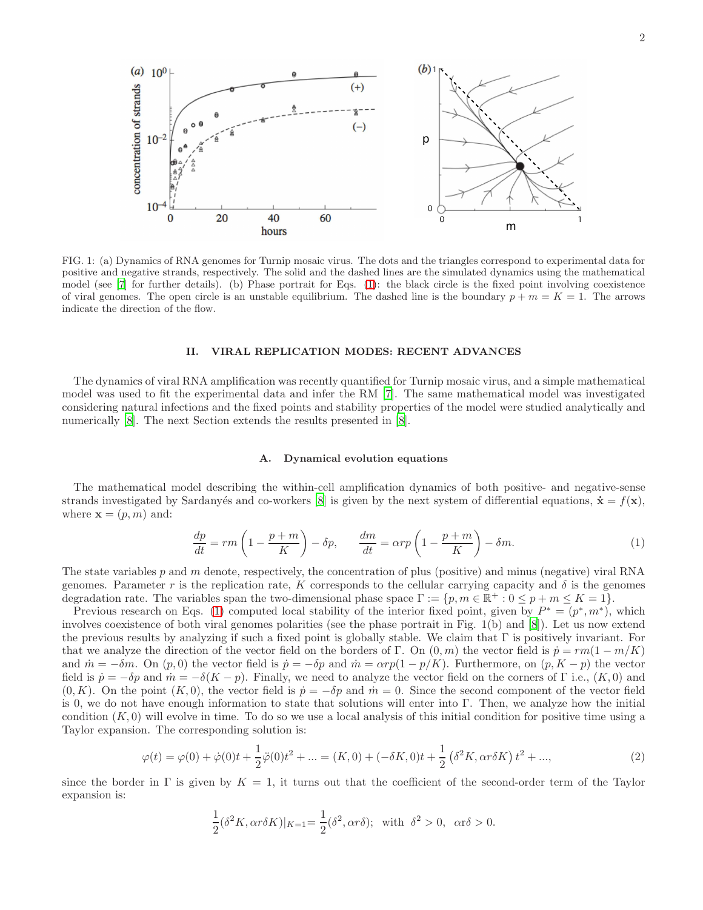FIG. 1: (a) Dynamics of RNA genomes for Turnip mosaic virus. The dots and the triangles correspond to experimental data for positive and negative strands, respectively. The solid and the dashed lines are the simulated dynamics using the mathematical model (see [7] for further details). (b) Phase portrait for Eqs. (1): the black circle is the fixed point involving coexistence of viral genomes. The open circle is an unstable equilibrium. The dashed line is the boundary $p + m = K = 1$. The arrows indicate the direction of the flow.

## II. VIRAL REPLICATION MODES: RECENT ADVANCES

The dynamics of viral RNA amplification was recently quantified for Turnip mosaic virus, and a simple mathematical model was used to fit the experimental data and infer the RM [7]. The same mathematical model was investigated considering natural infections and the fixed points and stability properties of the model were studied analytically and numerically [8]. The next Section extends the results presented in [8].

### A. Dynamical evolution equations

The mathematical model describing the within-cell amplification dynamics of both positive- and negative-sense strands investigated by Sardanyés and co-workers [8] is given by the next system of differential equations, $\dot{\mathbf{x}} = f(\mathbf{x})$, where $\mathbf{x} = (p, m)$ and:

$$\frac{dp}{dt} = rm\left(1 - \frac{p+m}{K}\right) - \delta p, \qquad \frac{dm}{dt} = \alpha rp\left(1 - \frac{p+m}{K}\right) - \delta m. \tag{1}$$

The state variables $p$ and $m$ denote, respectively, the concentration of plus (positive) and minus (negative) viral RNA genomes. Parameter $r$ is the replication rate, $K$ corresponds to the cellular carrying capacity and $\delta$ is the genomes degradation rate. The variables span the two-dimensional phase space $\Gamma := \{p, m \in \mathbb{R}^+ : 0 \leq p + m \leq K = 1\}$.

Previous research on Eqs. (1) computed local stability of the interior fixed point, given by $P^* = (p^*, m^*)$, which involves coexistence of both viral genomes polarities (see the phase portrait in Fig. 1(b) and [8]). Let us now extend the previous results by analyzing if such a fixed point is globally stable. We claim that $\Gamma$ is positively invariant. For that we analyze the direction of the vector field on the borders of $\Gamma$. On $(0, m)$ the vector field is $\dot{p} = rm(1 - m/K)$ and $\dot{m} = -\delta m$. On $(p, 0)$ the vector field is $\dot{p} = -\delta p$ and $\dot{m} = \alpha rp(1 - p/K)$. Furthermore, on $(p, K - p)$ the vector field is $\dot{p} = -\delta p$ and $\dot{m} = -\delta(K - p)$. Finally, we need to analyze the vector field on the corners of $\Gamma$ i.e., $(K, 0)$ and $(0, K)$. On the point $(K, 0)$, the vector field is $\dot{p} = -\delta p$ and $\dot{m} = 0$. Since the second component of the vector field is 0, we do not have enough information to state that solutions will enter into $\Gamma$. Then, we analyze how the initial condition $(K, 0)$ will evolve in time. To do so we use a local analysis of this initial condition for positive time using a Taylor expansion. The corresponding solution is:

$$\varphi(t) = \varphi(0) + \dot{\varphi}(0)t + \frac{1}{2}\ddot{\varphi}(0)t^2 + ... = (K, 0) + (-\delta K, 0)t + \frac{1}{2}\left(\delta^2 K, \alpha r \delta K\right)t^2 + ..., \tag{2}$$

since the border in $\Gamma$ is given by $K = 1$, it turns out that the coefficient of the second-order term of the Taylor expansion is:

$$\frac{1}{2}(\delta^2 K, \alpha r \delta K)|_{K=1} = \frac{1}{2}(\delta^2, \alpha r \delta); \ \text{ with } \ \delta^2 > 0, \ \ \alpha r \delta > 0.$$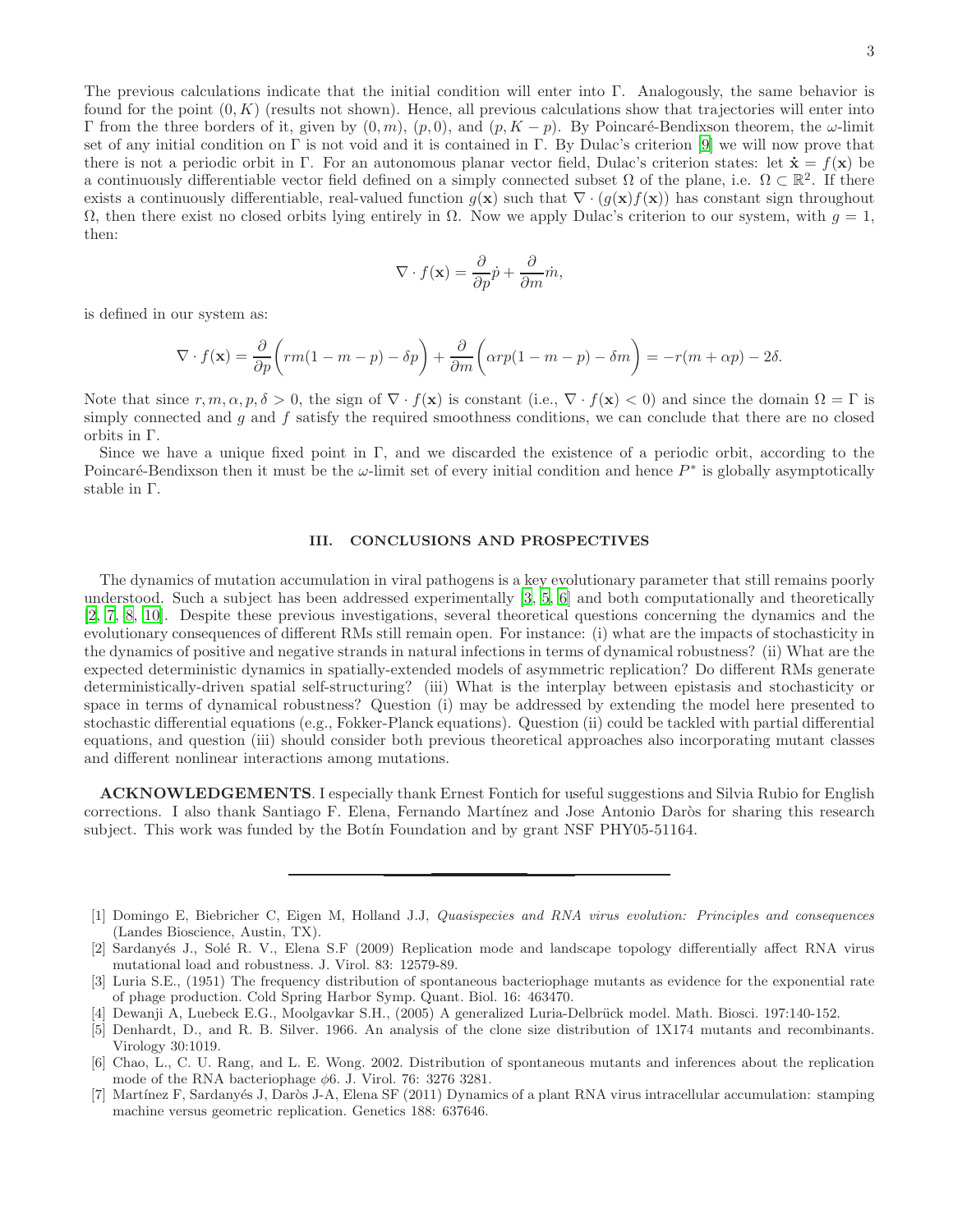The previous calculations indicate that the initial condition will enter into $\Gamma$. Analogously, the same behavior is found for the point $(0, K)$ (results not shown). Hence, all previous calculations show that trajectories will enter into $\Gamma$ from the three borders of it, given by $(0, m)$, $(p, 0)$, and $(p, K - p)$. By Poincaré-Bendixson theorem, the $\omega$-limit set of any initial condition on $\Gamma$ is not void and it is contained in $\Gamma$. By Dulac's criterion [9] we will now prove that there is not a periodic orbit in $\Gamma$. For an autonomous planar vector field, Dulac's criterion states: let $\dot{\mathbf{x}} = f(\mathbf{x})$ be a continuously differentiable vector field defined on a simply connected subset $\Omega$ of the plane, i.e. $\Omega \subset \mathbb{R}^2$. If there exists a continuously differentiable, real-valued function $g(\mathbf{x})$ such that $\nabla \cdot (g(\mathbf{x})f(\mathbf{x}))$ has constant sign throughout $\Omega$, then there exist no closed orbits lying entirely in $\Omega$. Now we apply Dulac's criterion to our system, with $g = 1$, then:

$$\nabla \cdot f(\mathbf{x}) = \frac{\partial}{\partial p}\dot{p} + \frac{\partial}{\partial m}\dot{m},$$

is defined in our system as:

$$\nabla \cdot f(\mathbf{x}) = \frac{\partial}{\partial p}\bigg(rm(1 - m - p) - \delta p\bigg) + \frac{\partial}{\partial m}\bigg(\alpha rp(1 - m - p) - \delta m\bigg) = -r(m + \alpha p) - 2\delta.$$

Note that since $r, m, \alpha, p, \delta > 0$, the sign of $\nabla \cdot f(\mathbf{x})$ is constant (i.e., $\nabla \cdot f(\mathbf{x}) < 0$) and since the domain $\Omega = \Gamma$ is simply connected and $g$ and $f$ satisfy the required smoothness conditions, we can conclude that there are no closed orbits in $\Gamma$.

Since we have a unique fixed point in $\Gamma$, and we discarded the existence of a periodic orbit, according to the Poincaré-Bendixson then it must be the $\omega$-limit set of every initial condition and hence $P^*$ is globally asymptotically stable in $\Gamma$.

## III. CONCLUSIONS AND PROSPECTIVES

The dynamics of mutation accumulation in viral pathogens is a key evolutionary parameter that still remains poorly understood. Such a subject has been addressed experimentally [3, 5, 6] and both computationally and theoretically [2, 7, 8, 10]. Despite these previous investigations, several theoretical questions concerning the dynamics and the evolutionary consequences of different RMs still remain open. For instance: (i) what are the impacts of stochasticity in the dynamics of positive and negative strands in natural infections in terms of dynamical robustness? (ii) What are the expected deterministic dynamics in spatially-extended models of asymmetric replication? Do different RMs generate deterministically-driven spatial self-structuring? (iii) What is the interplay between epistasis and stochasticity or space in terms of dynamical robustness? Question (i) may be addressed by extending the model here presented to stochastic differential equations (e.g., Fokker-Planck equations). Question (ii) could be tackled with partial differential equations, and question (iii) should consider both previous theoretical approaches also incorporating mutant classes and different nonlinear interactions among mutations.

**ACKNOWLEDGEMENTS**. I especially thank Ernest Fontich for useful suggestions and Silvia Rubio for English corrections. I also thank Santiago F. Elena, Fernando Martínez and Jose Antonio Daròs for sharing this research subject. This work was funded by the Botín Foundation and by grant NSF PHY05-51164.

---

[1] Domingo E, Biebricher C, Eigen M, Holland J.J, *Quasispecies and RNA virus evolution: Principles and consequences* (Landes Bioscience, Austin, TX).

[2] Sardanyés J., Solé R. V., Elena S.F (2009) Replication mode and landscape topology differentially affect RNA virus mutational load and robustness. J. Virol. 83: 12579-89.

[3] Luria S.E., (1951) The frequency distribution of spontaneous bacteriophage mutants as evidence for the exponential rate of phage production. Cold Spring Harbor Symp. Quant. Biol. 16: 463470.

[4] Dewanji A, Luebeck E.G., Moolgavkar S.H., (2005) A generalized Luria-Delbrück model. Math. Biosci. 197:140-152.

[5] Denhardt, D., and R. B. Silver. 1966. An analysis of the clone size distribution of 1X174 mutants and recombinants. Virology 30:1019.

[6] Chao, L., C. U. Rang, and L. E. Wong. 2002. Distribution of spontaneous mutants and inferences about the replication mode of the RNA bacteriophage $\phi$6. J. Virol. 76: 3276 3281.

[7] Martínez F, Sardanyés J, Daròs J-A, Elena SF (2011) Dynamics of a plant RNA virus intracellular accumulation: stamping machine versus geometric replication. Genetics 188: 637646.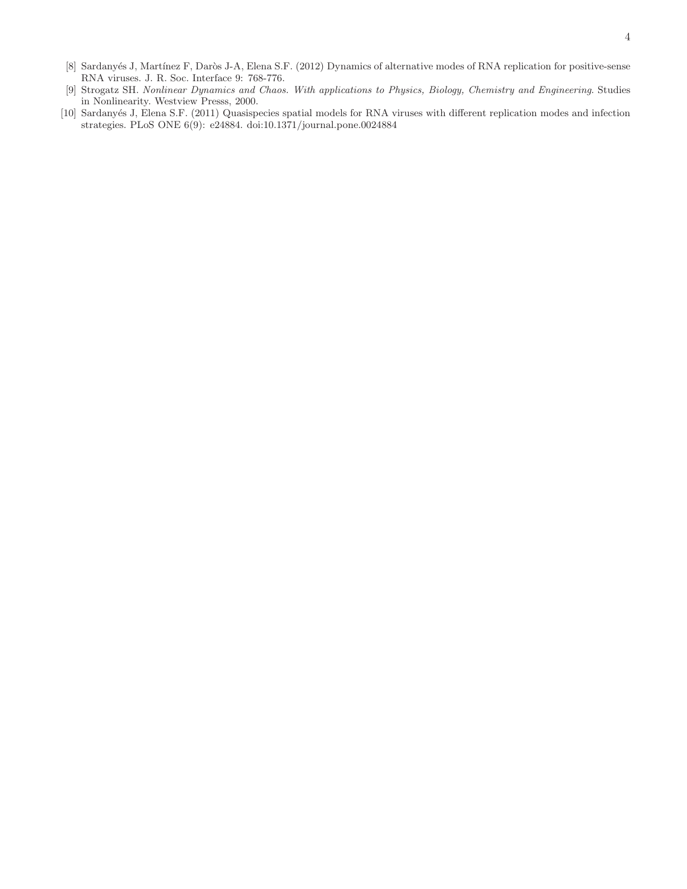[8] Sardanyés J, Martínez F, Daròs J-A, Elena S.F. (2012) Dynamics of alternative modes of RNA replication for positive-sense RNA viruses. J. R. Soc. Interface 9: 768-776.

[9] Strogatz SH. *Nonlinear Dynamics and Chaos. With applications to Physics, Biology, Chemistry and Engineering*. Studies in Nonlinearity. Westview Presss, 2000.

[10] Sardanyés J, Elena S.F. (2011) Quasispecies spatial models for RNA viruses with different replication modes and infection strategies. PLoS ONE 6(9): e24884. doi:10.1371/journal.pone.0024884